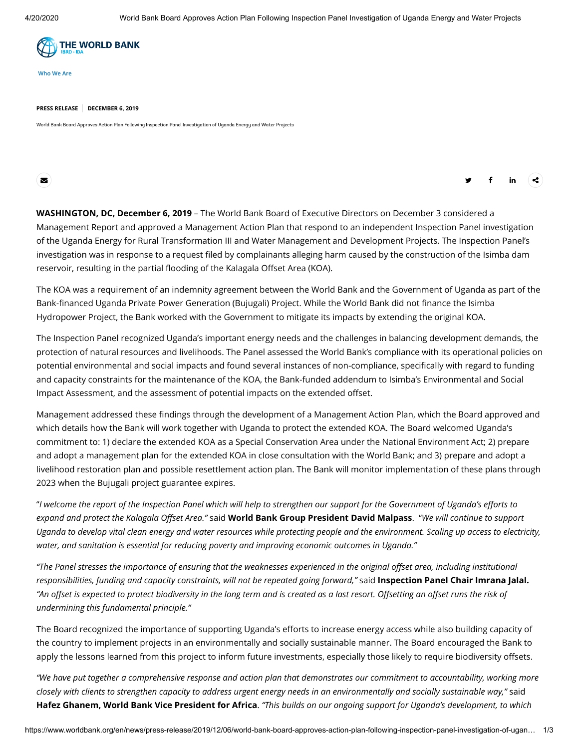THE WORLD BANK
IBRD • IDA

Who We Are

PRESS RELEASE | DECEMBER 6, 2019

# World Bank Board Approves Action Plan Following Inspection Panel Investigation of Uganda Energy and Water Projects

**WASHINGTON, DC, December 6, 2019** – The World Bank Board of Executive Directors on December 3 considered a Management Report and approved a Management Action Plan that respond to an independent Inspection Panel investigation of the Uganda Energy for Rural Transformation III and Water Management and Development Projects. The Inspection Panel's investigation was in response to a request filed by complainants alleging harm caused by the construction of the Isimba dam reservoir, resulting in the partial flooding of the Kalagala Offset Area (KOA).

The KOA was a requirement of an indemnity agreement between the World Bank and the Government of Uganda as part of the Bank-financed Uganda Private Power Generation (Bujugali) Project. While the World Bank did not finance the Isimba Hydropower Project, the Bank worked with the Government to mitigate its impacts by extending the original KOA.

The Inspection Panel recognized Uganda's important energy needs and the challenges in balancing development demands, the protection of natural resources and livelihoods. The Panel assessed the World Bank's compliance with its operational policies on potential environmental and social impacts and found several instances of non-compliance, specifically with regard to funding and capacity constraints for the maintenance of the KOA, the Bank-funded addendum to Isimba's Environmental and Social Impact Assessment, and the assessment of potential impacts on the extended offset.

Management addressed these findings through the development of a Management Action Plan, which the Board approved and which details how the Bank will work together with Uganda to protect the extended KOA. The Board welcomed Uganda's commitment to: 1) declare the extended KOA as a Special Conservation Area under the National Environment Act; 2) prepare and adopt a management plan for the extended KOA in close consultation with the World Bank; and 3) prepare and adopt a livelihood restoration plan and possible resettlement action plan. The Bank will monitor implementation of these plans through 2023 when the Bujugali project guarantee expires.

"*I welcome the report of the Inspection Panel which will help to strengthen our support for the Government of Uganda's efforts to expand and protect the Kalagala Offset Area."* said **World Bank Group President David Malpass**. *"We will continue to support Uganda to develop vital clean energy and water resources while protecting people and the environment. Scaling up access to electricity, water, and sanitation is essential for reducing poverty and improving economic outcomes in Uganda."*

*"The Panel stresses the importance of ensuring that the weaknesses experienced in the original offset area, including institutional responsibilities, funding and capacity constraints, will not be repeated going forward,"* said **Inspection Panel Chair Imrana Jalal.** *"An offset is expected to protect biodiversity in the long term and is created as a last resort. Offsetting an offset runs the risk of undermining this fundamental principle."*

The Board recognized the importance of supporting Uganda's efforts to increase energy access while also building capacity of the country to implement projects in an environmentally and socially sustainable manner. The Board encouraged the Bank to apply the lessons learned from this project to inform future investments, especially those likely to require biodiversity offsets.

*"We have put together a comprehensive response and action plan that demonstrates our commitment to accountability, working more closely with clients to strengthen capacity to address urgent energy needs in an environmentally and socially sustainable way,"* said **Hafez Ghanem, World Bank Vice President for Africa**. *"This builds on our ongoing support for Uganda's development, to which*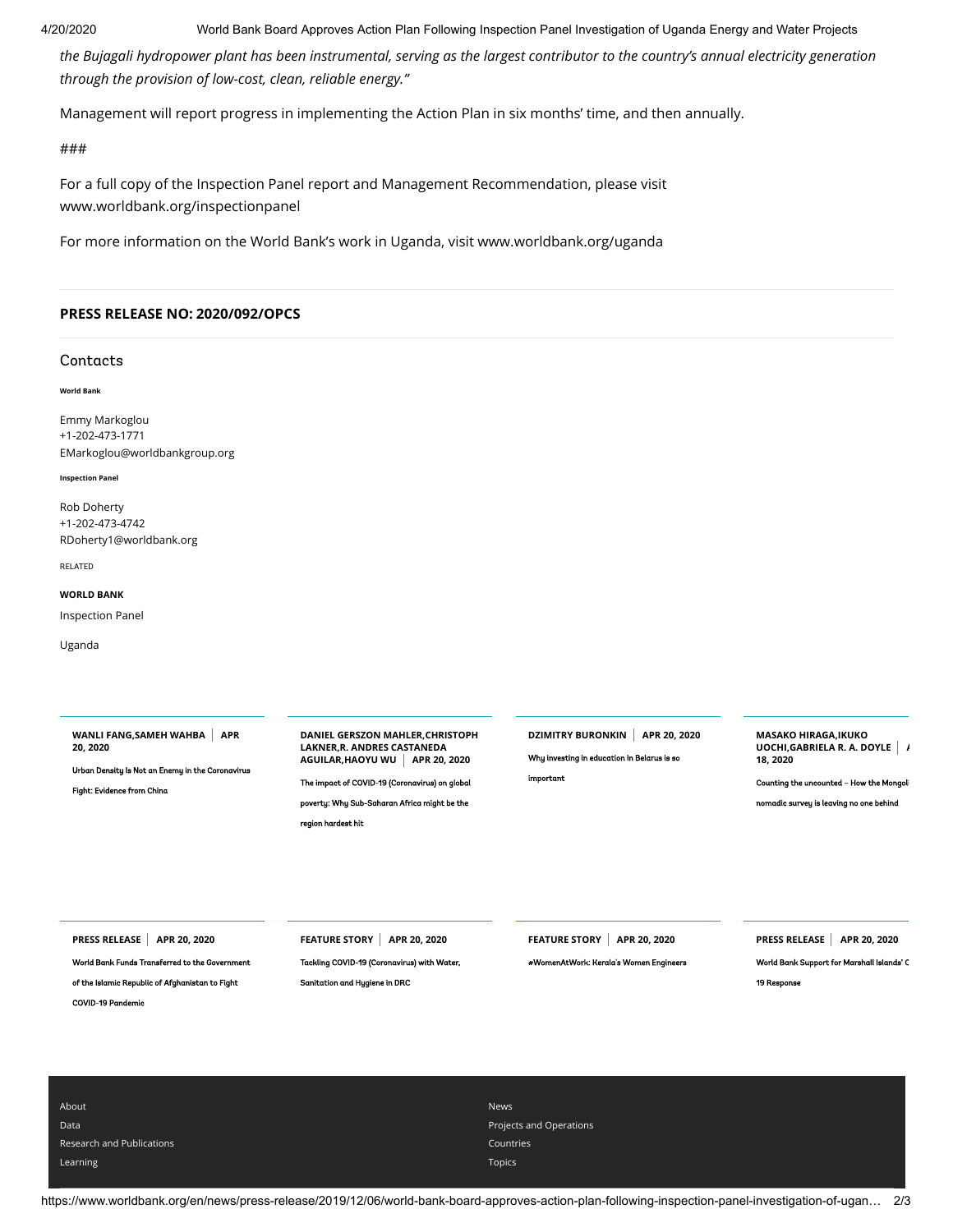*the Bujagali hydropower plant has been instrumental, serving as the largest contributor to the country's annual electricity generation through the provision of low-cost, clean, reliable energy."*

Management will report progress in implementing the Action Plan in six months' time, and then annually.

###

For a full copy of the Inspection Panel report and Management Recommendation, please visit www.worldbank.org/inspectionpanel

For more information on the World Bank's work in Uganda, visit www.worldbank.org/uganda

**PRESS RELEASE NO: 2020/092/OPCS**

## Contacts

**World Bank**

Emmy Markoglou
+1-202-473-1771
EMarkoglou@worldbankgroup.org

**Inspection Panel**

Rob Doherty
+1-202-473-4742
RDoherty1@worldbank.org

RELATED

**WORLD BANK**

Inspection Panel

Uganda

**WANLI FANG,SAMEH WAHBA | APR 20, 2020**
Urban Density is Not an Enemy in the Coronavirus Fight: Evidence from China

**DANIEL GERSZON MAHLER,CHRISTOPH LAKNER,R. ANDRES CASTANEDA AGUILAR,HAOYU WU | APR 20, 2020**
The impact of COVID-19 (Coronavirus) on global poverty: Why Sub-Saharan Africa might be the region hardest hit

**DZIMITRY BURONKIN | APR 20, 2020**
Why investing in education in Belarus is so important

**MASAKO HIRAGA,IKUKO UOCHI,GABRIELA R. A. DOYLE | A 18, 2020**
Counting the uncounted – How the Mongol nomadic survey is leaving no one behind

**PRESS RELEASE | APR 20, 2020**
World Bank Funds Transferred to the Government of the Islamic Republic of Afghanistan to Fight COVID-19 Pandemic

**FEATURE STORY | APR 20, 2020**
Tackling COVID-19 (Coronavirus) with Water, Sanitation and Hygiene in DRC

**FEATURE STORY | APR 20, 2020**
#WomenAtWork: Kerala's Women Engineers

**PRESS RELEASE | APR 20, 2020**
World Bank Support for Marshall Islands' C 19 Response

About
Data
Research and Publications
Learning

News
Projects and Operations
Countries
Topics